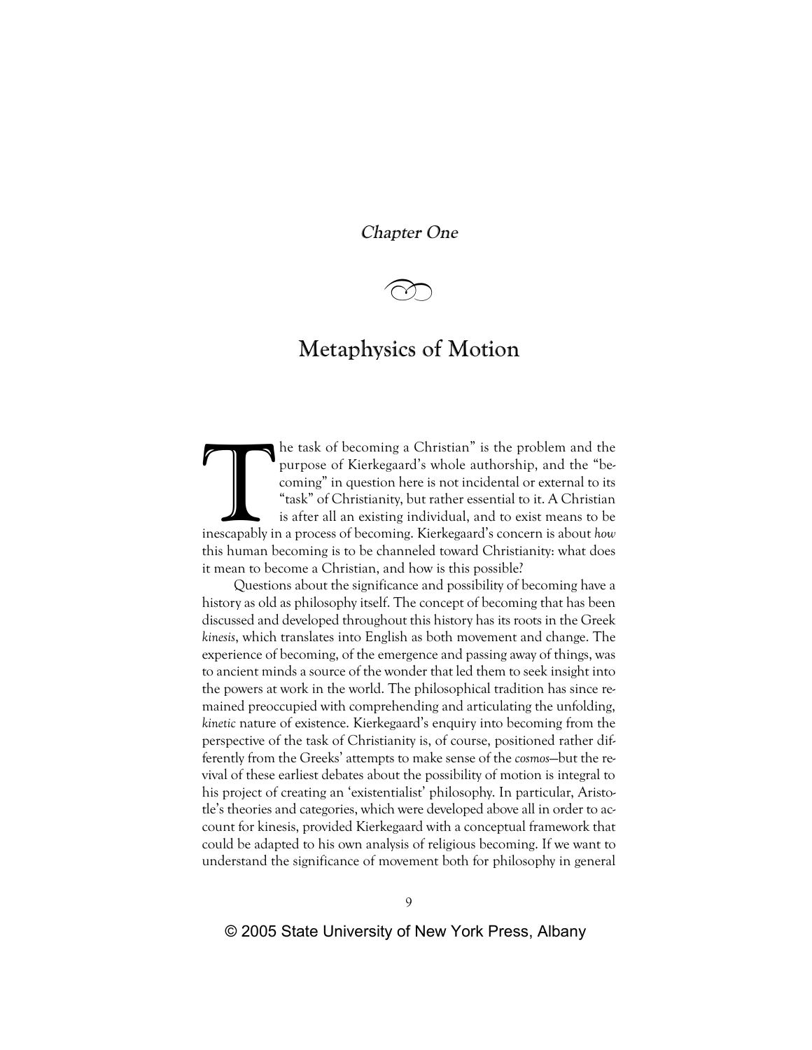Chapter One

# Metaphysics of Motion

"The task of becoming a Christian" is the problem and the purpose of Kierkegaard's whole authorship, and the "becoming" in question here is not incidental or external to its "task" of Christianity, but rather essential to it. A Christian is after all an existing individual, and to exist means to be inescapably in a process of becoming. Kierkegaard's concern is about *how* this human becoming is to be channeled toward Christianity: what does it mean to become a Christian, and how is this possible?

Questions about the significance and possibility of becoming have a history as old as philosophy itself. The concept of becoming that has been discussed and developed throughout this history has its roots in the Greek *kinesis*, which translates into English as both movement and change. The experience of becoming, of the emergence and passing away of things, was to ancient minds a source of the wonder that led them to seek insight into the powers at work in the world. The philosophical tradition has since remained preoccupied with comprehending and articulating the unfolding, *kinetic* nature of existence. Kierkegaard's enquiry into becoming from the perspective of the task of Christianity is, of course, positioned rather differently from the Greeks' attempts to make sense of the *cosmos*—but the revival of these earliest debates about the possibility of motion is integral to his project of creating an 'existentialist' philosophy. In particular, Aristotle's theories and categories, which were developed above all in order to account for kinesis, provided Kierkegaard with a conceptual framework that could be adapted to his own analysis of religious becoming. If we want to understand the significance of movement both for philosophy in general

© 2005 State University of New York Press, Albany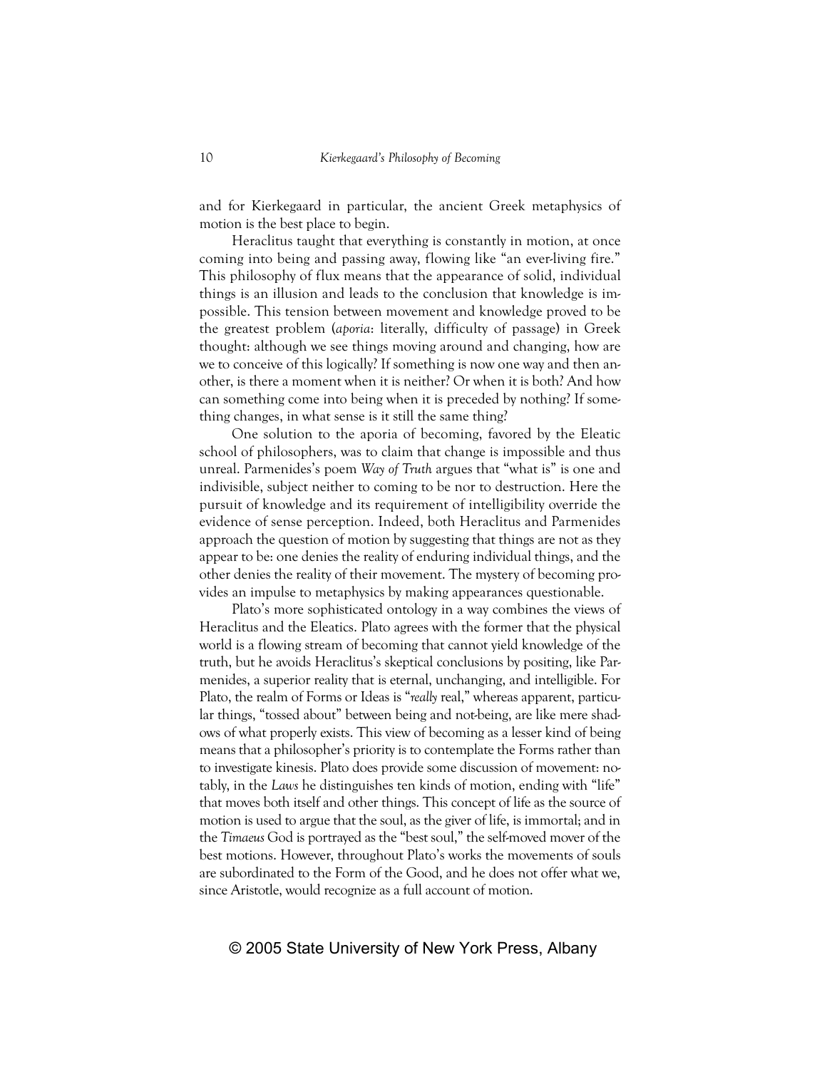and for Kierkegaard in particular, the ancient Greek metaphysics of motion is the best place to begin.

Heraclitus taught that everything is constantly in motion, at once coming into being and passing away, flowing like "an ever-living fire." This philosophy of flux means that the appearance of solid, individual things is an illusion and leads to the conclusion that knowledge is impossible. This tension between movement and knowledge proved to be the greatest problem (*aporia*: literally, difficulty of passage) in Greek thought: although we see things moving around and changing, how are we to conceive of this logically? If something is now one way and then another, is there a moment when it is neither? Or when it is both? And how can something come into being when it is preceded by nothing? If something changes, in what sense is it still the same thing?

One solution to the aporia of becoming, favored by the Eleatic school of philosophers, was to claim that change is impossible and thus unreal. Parmenides's poem *Way of Truth* argues that "what is" is one and indivisible, subject neither to coming to be nor to destruction. Here the pursuit of knowledge and its requirement of intelligibility override the evidence of sense perception. Indeed, both Heraclitus and Parmenides approach the question of motion by suggesting that things are not as they appear to be: one denies the reality of enduring individual things, and the other denies the reality of their movement. The mystery of becoming provides an impulse to metaphysics by making appearances questionable.

Plato's more sophisticated ontology in a way combines the views of Heraclitus and the Eleatics. Plato agrees with the former that the physical world is a flowing stream of becoming that cannot yield knowledge of the truth, but he avoids Heraclitus's skeptical conclusions by positing, like Parmenides, a superior reality that is eternal, unchanging, and intelligible. For Plato, the realm of Forms or Ideas is "*really* real," whereas apparent, particular things, "tossed about" between being and not-being, are like mere shadows of what properly exists. This view of becoming as a lesser kind of being means that a philosopher's priority is to contemplate the Forms rather than to investigate kinesis. Plato does provide some discussion of movement: notably, in the *Laws* he distinguishes ten kinds of motion, ending with "life" that moves both itself and other things. This concept of life as the source of motion is used to argue that the soul, as the giver of life, is immortal; and in the *Timaeus* God is portrayed as the "best soul," the self-moved mover of the best motions. However, throughout Plato's works the movements of souls are subordinated to the Form of the Good, and he does not offer what we, since Aristotle, would recognize as a full account of motion.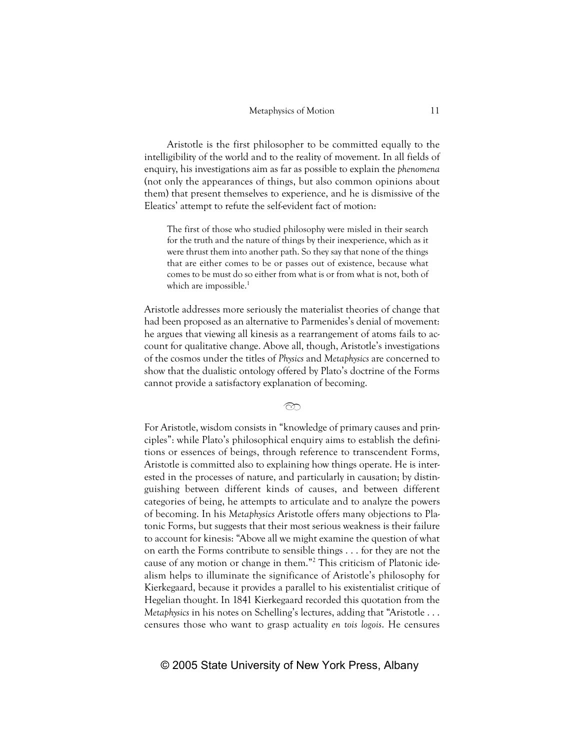Aristotle is the first philosopher to be committed equally to the intelligibility of the world and to the reality of movement. In all fields of enquiry, his investigations aim as far as possible to explain the *phenomena* (not only the appearances of things, but also common opinions about them) that present themselves to experience, and he is dismissive of the Eleatics' attempt to refute the self-evident fact of motion:

> The first of those who studied philosophy were misled in their search for the truth and the nature of things by their inexperience, which as it were thrust them into another path. So they say that none of the things that are either comes to be or passes out of existence, because what comes to be must do so either from what is or from what is not, both of which are impossible.[1]

Aristotle addresses more seriously the materialist theories of change that had been proposed as an alternative to Parmenides's denial of movement: he argues that viewing all kinesis as a rearrangement of atoms fails to account for qualitative change. Above all, though, Aristotle's investigations of the cosmos under the titles of *Physics* and *Metaphysics* are concerned to show that the dualistic ontology offered by Plato's doctrine of the Forms cannot provide a satisfactory explanation of becoming.

For Aristotle, wisdom consists in "knowledge of primary causes and principles": while Plato's philosophical enquiry aims to establish the definitions or essences of beings, through reference to transcendent Forms, Aristotle is committed also to explaining how things operate. He is interested in the processes of nature, and particularly in causation; by distinguishing between different kinds of causes, and between different categories of being, he attempts to articulate and to analyze the powers of becoming. In his *Metaphysics* Aristotle offers many objections to Platonic Forms, but suggests that their most serious weakness is their failure to account for kinesis: "Above all we might examine the question of what on earth the Forms contribute to sensible things . . . for they are not the cause of any motion or change in them."[2] This criticism of Platonic idealism helps to illuminate the significance of Aristotle's philosophy for Kierkegaard, because it provides a parallel to his existentialist critique of Hegelian thought. In 1841 Kierkegaard recorded this quotation from the *Metaphysics* in his notes on Schelling's lectures, adding that "Aristotle . . . censures those who want to grasp actuality *en tois logois*. He censures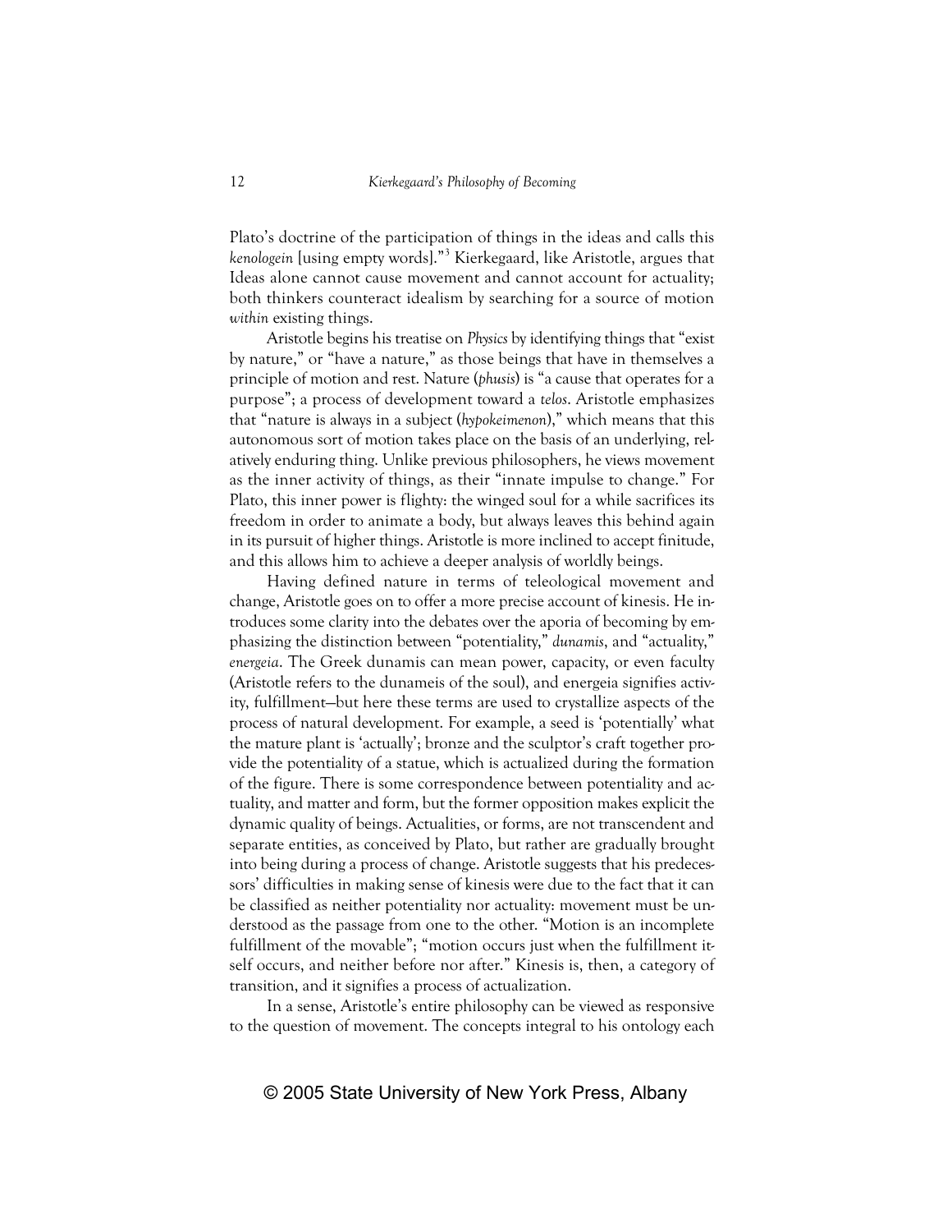Plato's doctrine of the participation of things in the ideas and calls this *kenologein* [using empty words]."[3] Kierkegaard, like Aristotle, argues that Ideas alone cannot cause movement and cannot account for actuality; both thinkers counteract idealism by searching for a source of motion *within* existing things.

Aristotle begins his treatise on *Physics* by identifying things that "exist by nature," or "have a nature," as those beings that have in themselves a principle of motion and rest. Nature (*phusis*) is "a cause that operates for a purpose"; a process of development toward a *telos*. Aristotle emphasizes that "nature is always in a subject (*hypokeimenon*)," which means that this autonomous sort of motion takes place on the basis of an underlying, relatively enduring thing. Unlike previous philosophers, he views movement as the inner activity of things, as their "innate impulse to change." For Plato, this inner power is flighty: the winged soul for a while sacrifices its freedom in order to animate a body, but always leaves this behind again in its pursuit of higher things. Aristotle is more inclined to accept finitude, and this allows him to achieve a deeper analysis of worldly beings.

Having defined nature in terms of teleological movement and change, Aristotle goes on to offer a more precise account of kinesis. He introduces some clarity into the debates over the aporia of becoming by emphasizing the distinction between "potentiality," *dunamis*, and "actuality," *energeia*. The Greek dunamis can mean power, capacity, or even faculty (Aristotle refers to the dunameis of the soul), and energeia signifies activity, fulfillment—but here these terms are used to crystallize aspects of the process of natural development. For example, a seed is 'potentially' what the mature plant is 'actually'; bronze and the sculptor's craft together provide the potentiality of a statue, which is actualized during the formation of the figure. There is some correspondence between potentiality and actuality, and matter and form, but the former opposition makes explicit the dynamic quality of beings. Actualities, or forms, are not transcendent and separate entities, as conceived by Plato, but rather are gradually brought into being during a process of change. Aristotle suggests that his predecessors' difficulties in making sense of kinesis were due to the fact that it can be classified as neither potentiality nor actuality: movement must be understood as the passage from one to the other. "Motion is an incomplete fulfillment of the movable"; "motion occurs just when the fulfillment itself occurs, and neither before nor after." Kinesis is, then, a category of transition, and it signifies a process of actualization.

In a sense, Aristotle's entire philosophy can be viewed as responsive to the question of movement. The concepts integral to his ontology each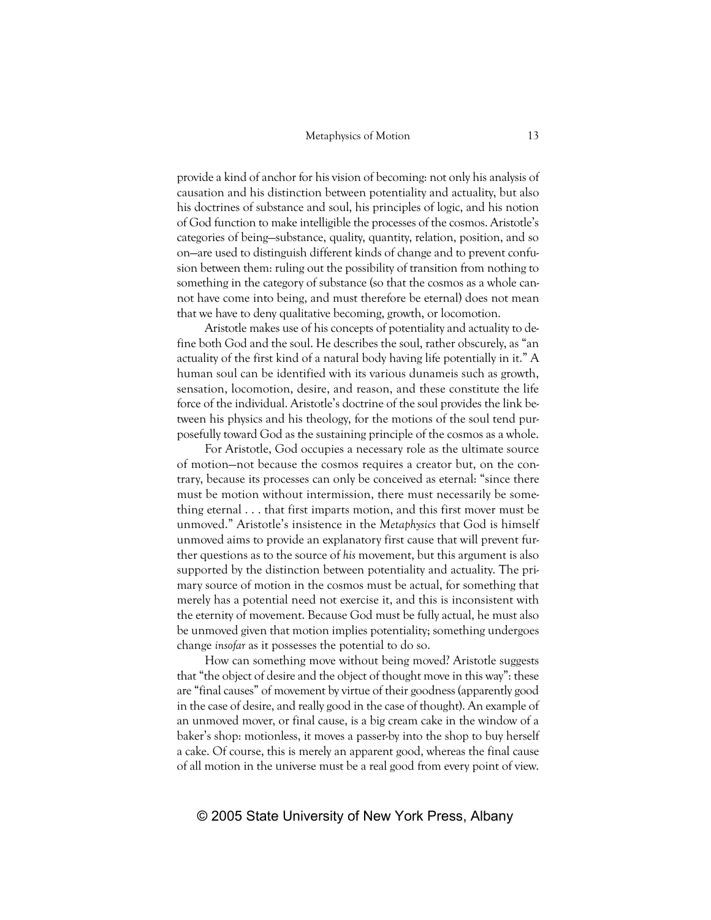provide a kind of anchor for his vision of becoming: not only his analysis of causation and his distinction between potentiality and actuality, but also his doctrines of substance and soul, his principles of logic, and his notion of God function to make intelligible the processes of the cosmos. Aristotle's categories of being—substance, quality, quantity, relation, position, and so on—are used to distinguish different kinds of change and to prevent confusion between them: ruling out the possibility of transition from nothing to something in the category of substance (so that the cosmos as a whole cannot have come into being, and must therefore be eternal) does not mean that we have to deny qualitative becoming, growth, or locomotion.

Aristotle makes use of his concepts of potentiality and actuality to define both God and the soul. He describes the soul, rather obscurely, as "an actuality of the first kind of a natural body having life potentially in it." A human soul can be identified with its various dunameis such as growth, sensation, locomotion, desire, and reason, and these constitute the life force of the individual. Aristotle's doctrine of the soul provides the link between his physics and his theology, for the motions of the soul tend purposefully toward God as the sustaining principle of the cosmos as a whole.

For Aristotle, God occupies a necessary role as the ultimate source of motion—not because the cosmos requires a creator but, on the contrary, because its processes can only be conceived as eternal: "since there must be motion without intermission, there must necessarily be something eternal . . . that first imparts motion, and this first mover must be unmoved." Aristotle's insistence in the *Metaphysics* that God is himself unmoved aims to provide an explanatory first cause that will prevent further questions as to the source of *his* movement, but this argument is also supported by the distinction between potentiality and actuality. The primary source of motion in the cosmos must be actual, for something that merely has a potential need not exercise it, and this is inconsistent with the eternity of movement. Because God must be fully actual, he must also be unmoved given that motion implies potentiality; something undergoes change *insofar* as it possesses the potential to do so.

How can something move without being moved? Aristotle suggests that "the object of desire and the object of thought move in this way": these are "final causes" of movement by virtue of their goodness (apparently good in the case of desire, and really good in the case of thought). An example of an unmoved mover, or final cause, is a big cream cake in the window of a baker's shop: motionless, it moves a passer-by into the shop to buy herself a cake. Of course, this is merely an apparent good, whereas the final cause of all motion in the universe must be a real good from every point of view.

© 2005 State University of New York Press, Albany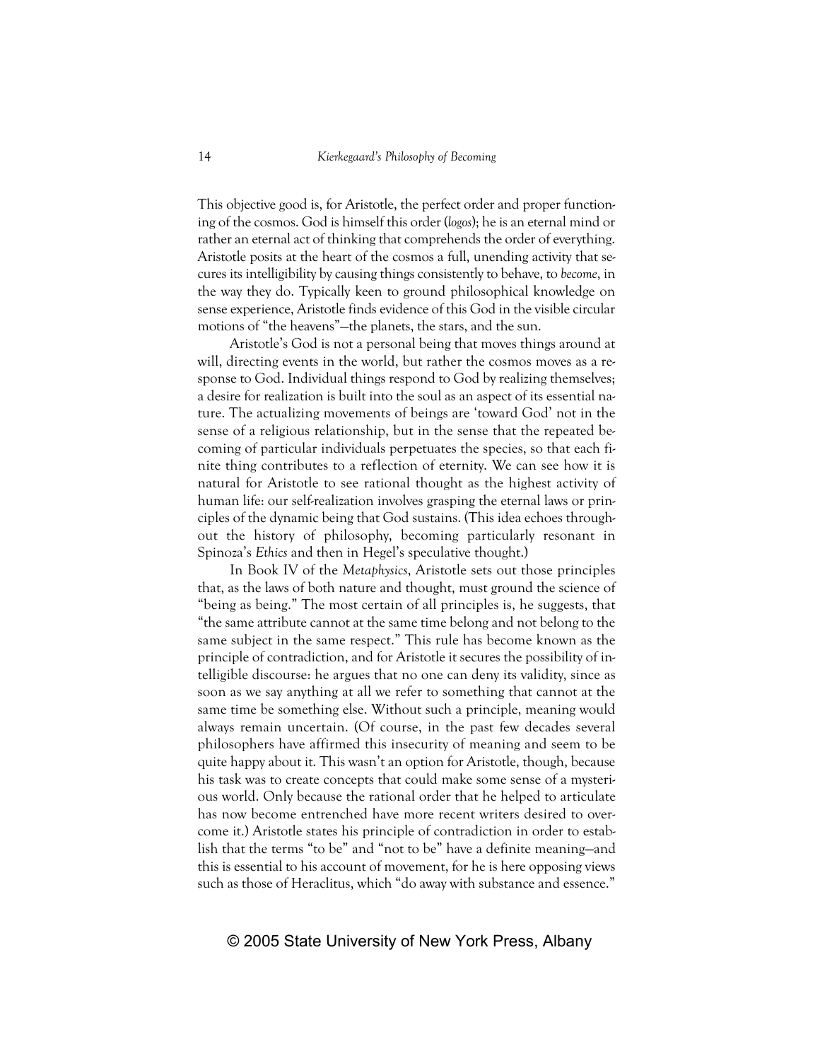This objective good is, for Aristotle, the perfect order and proper functioning of the cosmos. God is himself this order (*logos*); he is an eternal mind or rather an eternal act of thinking that comprehends the order of everything. Aristotle posits at the heart of the cosmos a full, unending activity that secures its intelligibility by causing things consistently to behave, to *become*, in the way they do. Typically keen to ground philosophical knowledge on sense experience, Aristotle finds evidence of this God in the visible circular motions of "the heavens"—the planets, the stars, and the sun.

Aristotle's God is not a personal being that moves things around at will, directing events in the world, but rather the cosmos moves as a response to God. Individual things respond to God by realizing themselves; a desire for realization is built into the soul as an aspect of its essential nature. The actualizing movements of beings are 'toward God' not in the sense of a religious relationship, but in the sense that the repeated becoming of particular individuals perpetuates the species, so that each finite thing contributes to a reflection of eternity. We can see how it is natural for Aristotle to see rational thought as the highest activity of human life: our self-realization involves grasping the eternal laws or principles of the dynamic being that God sustains. (This idea echoes throughout the history of philosophy, becoming particularly resonant in Spinoza's *Ethics* and then in Hegel's speculative thought.)

In Book IV of the *Metaphysics*, Aristotle sets out those principles that, as the laws of both nature and thought, must ground the science of "being as being." The most certain of all principles is, he suggests, that "the same attribute cannot at the same time belong and not belong to the same subject in the same respect." This rule has become known as the principle of contradiction, and for Aristotle it secures the possibility of intelligible discourse: he argues that no one can deny its validity, since as soon as we say anything at all we refer to something that cannot at the same time be something else. Without such a principle, meaning would always remain uncertain. (Of course, in the past few decades several philosophers have affirmed this insecurity of meaning and seem to be quite happy about it. This wasn't an option for Aristotle, though, because his task was to create concepts that could make some sense of a mysterious world. Only because the rational order that he helped to articulate has now become entrenched have more recent writers desired to overcome it.) Aristotle states his principle of contradiction in order to establish that the terms "to be" and "not to be" have a definite meaning—and this is essential to his account of movement, for he is here opposing views such as those of Heraclitus, which "do away with substance and essence."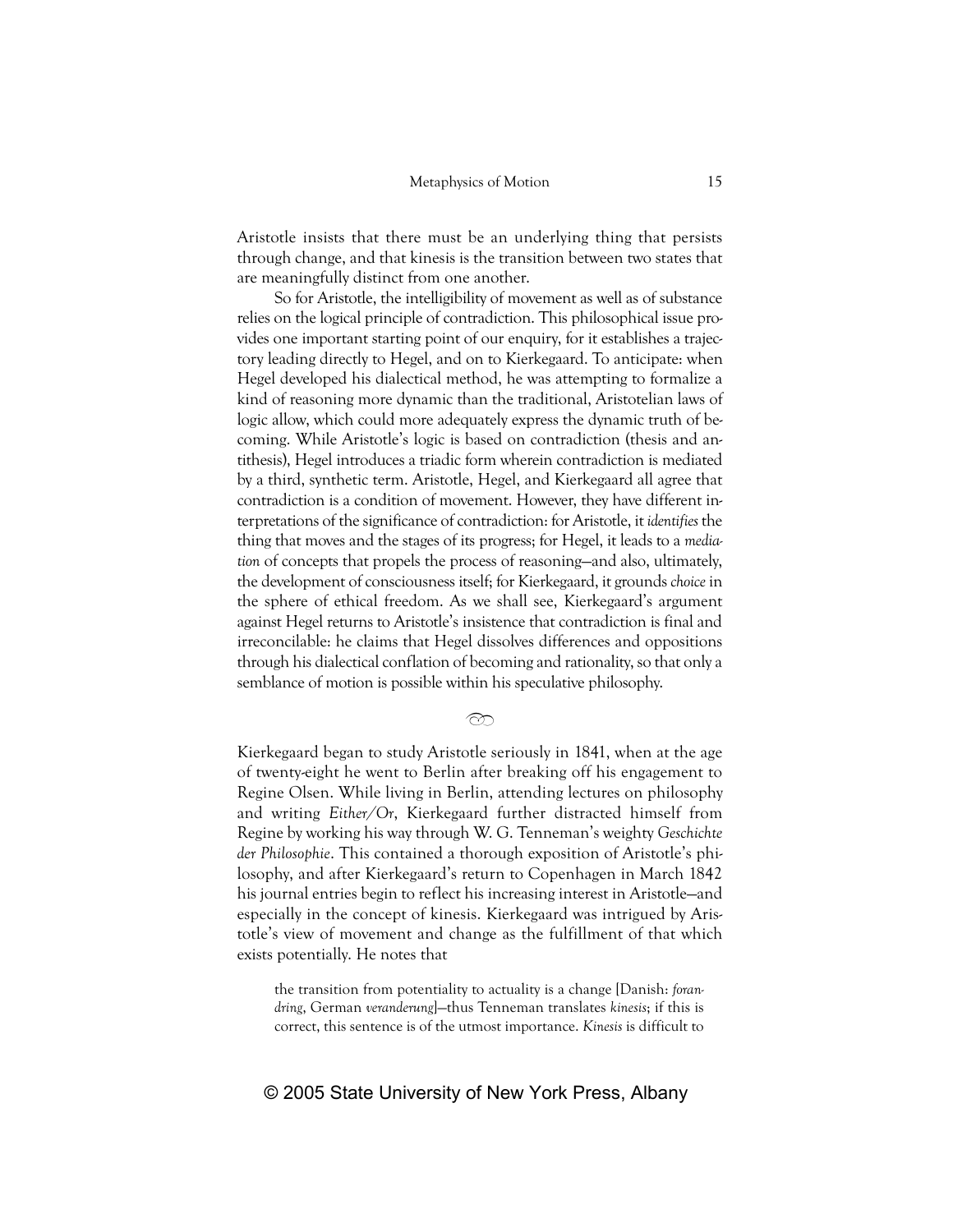Aristotle insists that there must be an underlying thing that persists through change, and that kinesis is the transition between two states that are meaningfully distinct from one another.

So for Aristotle, the intelligibility of movement as well as of substance relies on the logical principle of contradiction. This philosophical issue provides one important starting point of our enquiry, for it establishes a trajectory leading directly to Hegel, and on to Kierkegaard. To anticipate: when Hegel developed his dialectical method, he was attempting to formalize a kind of reasoning more dynamic than the traditional, Aristotelian laws of logic allow, which could more adequately express the dynamic truth of becoming. While Aristotle's logic is based on contradiction (thesis and antithesis), Hegel introduces a triadic form wherein contradiction is mediated by a third, synthetic term. Aristotle, Hegel, and Kierkegaard all agree that contradiction is a condition of movement. However, they have different interpretations of the significance of contradiction: for Aristotle, it *identifies* the thing that moves and the stages of its progress; for Hegel, it leads to a *mediation* of concepts that propels the process of reasoning—and also, ultimately, the development of consciousness itself; for Kierkegaard, it grounds *choice* in the sphere of ethical freedom. As we shall see, Kierkegaard's argument against Hegel returns to Aristotle's insistence that contradiction is final and irreconcilable: he claims that Hegel dissolves differences and oppositions through his dialectical conflation of becoming and rationality, so that only a semblance of motion is possible within his speculative philosophy.

---

Kierkegaard began to study Aristotle seriously in 1841, when at the age of twenty-eight he went to Berlin after breaking off his engagement to Regine Olsen. While living in Berlin, attending lectures on philosophy and writing *Either/Or*, Kierkegaard further distracted himself from Regine by working his way through W. G. Tenneman's weighty *Geschichte der Philosophie*. This contained a thorough exposition of Aristotle's philosophy, and after Kierkegaard's return to Copenhagen in March 1842 his journal entries begin to reflect his increasing interest in Aristotle—and especially in the concept of kinesis. Kierkegaard was intrigued by Aristotle's view of movement and change as the fulfillment of that which exists potentially. He notes that

> the transition from potentiality to actuality is a change [Danish: *forandring*, German *veranderung*]—thus Tenneman translates *kinesis*; if this is correct, this sentence is of the utmost importance. *Kinesis* is difficult to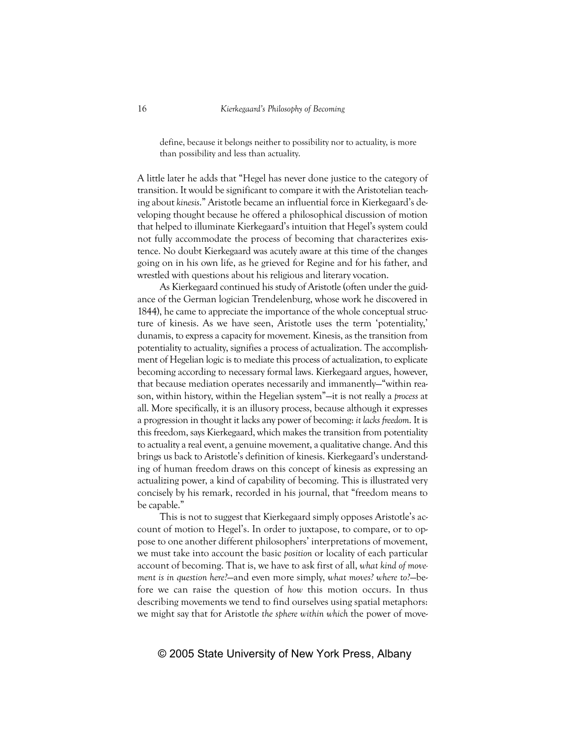define, because it belongs neither to possibility nor to actuality, is more than possibility and less than actuality.

A little later he adds that "Hegel has never done justice to the category of transition. It would be significant to compare it with the Aristotelian teaching about *kinesis*." Aristotle became an influential force in Kierkegaard's developing thought because he offered a philosophical discussion of motion that helped to illuminate Kierkegaard's intuition that Hegel's system could not fully accommodate the process of becoming that characterizes existence. No doubt Kierkegaard was acutely aware at this time of the changes going on in his own life, as he grieved for Regine and for his father, and wrestled with questions about his religious and literary vocation.

As Kierkegaard continued his study of Aristotle (often under the guidance of the German logician Trendelenburg, whose work he discovered in 1844), he came to appreciate the importance of the whole conceptual structure of kinesis. As we have seen, Aristotle uses the term 'potentiality,' dunamis, to express a capacity for movement. Kinesis, as the transition from potentiality to actuality, signifies a process of actualization. The accomplishment of Hegelian logic is to mediate this process of actualization, to explicate becoming according to necessary formal laws. Kierkegaard argues, however, that because mediation operates necessarily and immanently—"within reason, within history, within the Hegelian system"—it is not really a *process* at all. More specifically, it is an illusory process, because although it expresses a progression in thought it lacks any power of becoming: *it lacks freedom*. It is this freedom, says Kierkegaard, which makes the transition from potentiality to actuality a real event, a genuine movement, a qualitative change. And this brings us back to Aristotle's definition of kinesis. Kierkegaard's understanding of human freedom draws on this concept of kinesis as expressing an actualizing power, a kind of capability of becoming. This is illustrated very concisely by his remark, recorded in his journal, that "freedom means to be capable."

This is not to suggest that Kierkegaard simply opposes Aristotle's account of motion to Hegel's. In order to juxtapose, to compare, or to oppose to one another different philosophers' interpretations of movement, we must take into account the basic *position* or locality of each particular account of becoming. That is, we have to ask first of all, *what kind of movement is in question here?*—and even more simply, *what moves? where to?*—before we can raise the question of *how* this motion occurs. In thus describing movements we tend to find ourselves using spatial metaphors: we might say that for Aristotle *the sphere within which* the power of move-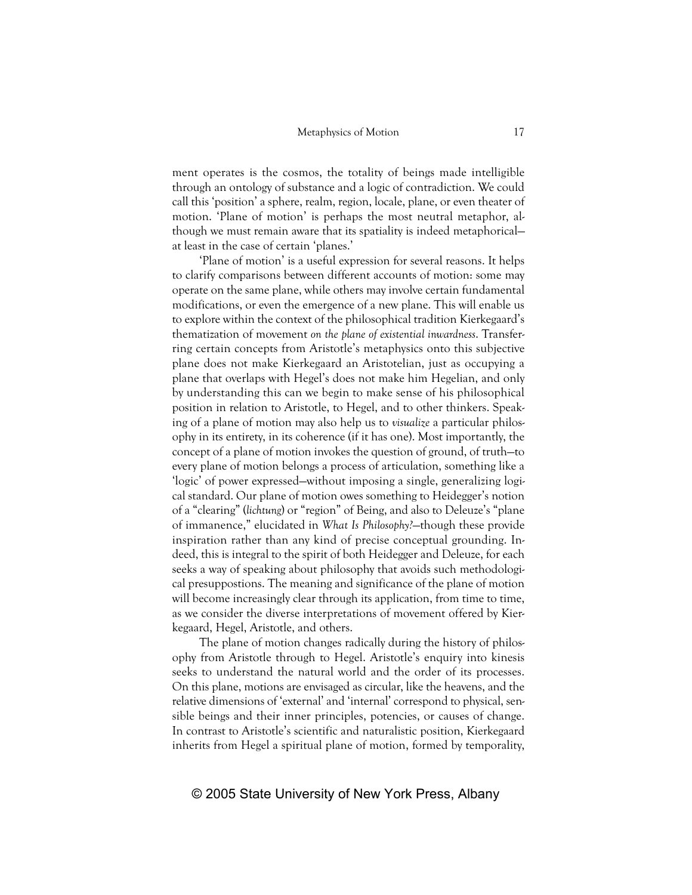ment operates is the cosmos, the totality of beings made intelligible through an ontology of substance and a logic of contradiction. We could call this 'position' a sphere, realm, region, locale, plane, or even theater of motion. 'Plane of motion' is perhaps the most neutral metaphor, although we must remain aware that its spatiality is indeed metaphorical—at least in the case of certain 'planes.'

'Plane of motion' is a useful expression for several reasons. It helps to clarify comparisons between different accounts of motion: some may operate on the same plane, while others may involve certain fundamental modifications, or even the emergence of a new plane. This will enable us to explore within the context of the philosophical tradition Kierkegaard's thematization of movement *on the plane of existential inwardness*. Transferring certain concepts from Aristotle's metaphysics onto this subjective plane does not make Kierkegaard an Aristotelian, just as occupying a plane that overlaps with Hegel's does not make him Hegelian, and only by understanding this can we begin to make sense of his philosophical position in relation to Aristotle, to Hegel, and to other thinkers. Speaking of a plane of motion may also help us to *visualize* a particular philosophy in its entirety, in its coherence (if it has one). Most importantly, the concept of a plane of motion invokes the question of ground, of truth—to every plane of motion belongs a process of articulation, something like a 'logic' of power expressed—without imposing a single, generalizing logical standard. Our plane of motion owes something to Heidegger's notion of a "clearing" (*lichtung*) or "region" of Being, and also to Deleuze's "plane of immanence," elucidated in *What Is Philosophy?*—though these provide inspiration rather than any kind of precise conceptual grounding. Indeed, this is integral to the spirit of both Heidegger and Deleuze, for each seeks a way of speaking about philosophy that avoids such methodological presuppostions. The meaning and significance of the plane of motion will become increasingly clear through its application, from time to time, as we consider the diverse interpretations of movement offered by Kierkegaard, Hegel, Aristotle, and others.

The plane of motion changes radically during the history of philosophy from Aristotle through to Hegel. Aristotle's enquiry into kinesis seeks to understand the natural world and the order of its processes. On this plane, motions are envisaged as circular, like the heavens, and the relative dimensions of 'external' and 'internal' correspond to physical, sensible beings and their inner principles, potencies, or causes of change. In contrast to Aristotle's scientific and naturalistic position, Kierkegaard inherits from Hegel a spiritual plane of motion, formed by temporality,

© 2005 State University of New York Press, Albany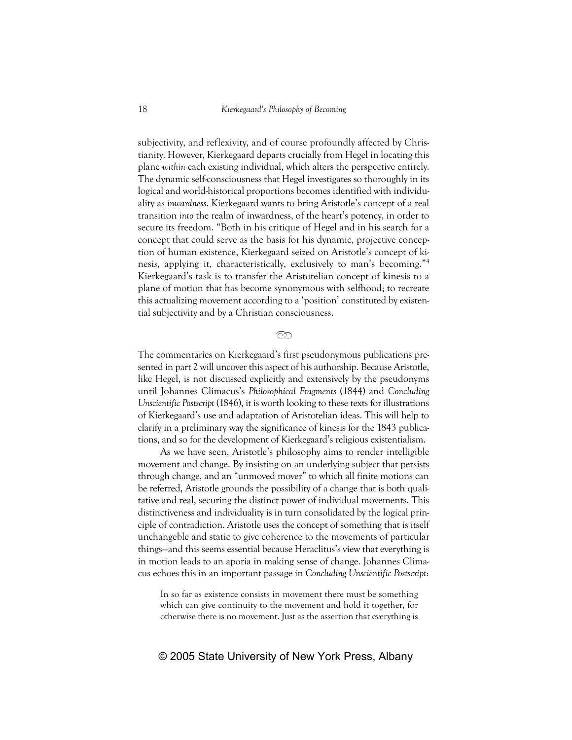subjectivity, and reflexivity, and of course profoundly affected by Christianity. However, Kierkegaard departs crucially from Hegel in locating this plane *within* each existing individual, which alters the perspective entirely. The dynamic self-consciousness that Hegel investigates so thoroughly in its logical and world-historical proportions becomes identified with individuality as *inwardness*. Kierkegaard wants to bring Aristotle's concept of a real transition *into* the realm of inwardness, of the heart's potency, in order to secure its freedom. "Both in his critique of Hegel and in his search for a concept that could serve as the basis for his dynamic, projective conception of human existence, Kierkegaard seized on Aristotle's concept of kinesis, applying it, characteristically, exclusively to man's becoming."[4] Kierkegaard's task is to transfer the Aristotelian concept of kinesis to a plane of motion that has become synonymous with selfhood; to recreate this actualizing movement according to a 'position' constituted by existential subjectivity and by a Christian consciousness.

The commentaries on Kierkegaard's first pseudonymous publications presented in part 2 will uncover this aspect of his authorship. Because Aristotle, like Hegel, is not discussed explicitly and extensively by the pseudonyms until Johannes Climacus's *Philosophical Fragments* (1844) and *Concluding Unscientific Postscript* (1846), it is worth looking to these texts for illustrations of Kierkegaard's use and adaptation of Aristotelian ideas. This will help to clarify in a preliminary way the significance of kinesis for the 1843 publications, and so for the development of Kierkegaard's religious existentialism.

As we have seen, Aristotle's philosophy aims to render intelligible movement and change. By insisting on an underlying subject that persists through change, and an "unmoved mover" to which all finite motions can be referred, Aristotle grounds the possibility of a change that is both qualitative and real, securing the distinct power of individual movements. This distinctiveness and individuality is in turn consolidated by the logical principle of contradiction. Aristotle uses the concept of something that is itself unchangeble and static to give coherence to the movements of particular things—and this seems essential because Heraclitus's view that everything is in motion leads to an aporia in making sense of change. Johannes Climacus echoes this in an important passage in *Concluding Unscientific Postscript*:

> In so far as existence consists in movement there must be something which can give continuity to the movement and hold it together, for otherwise there is no movement. Just as the assertion that everything is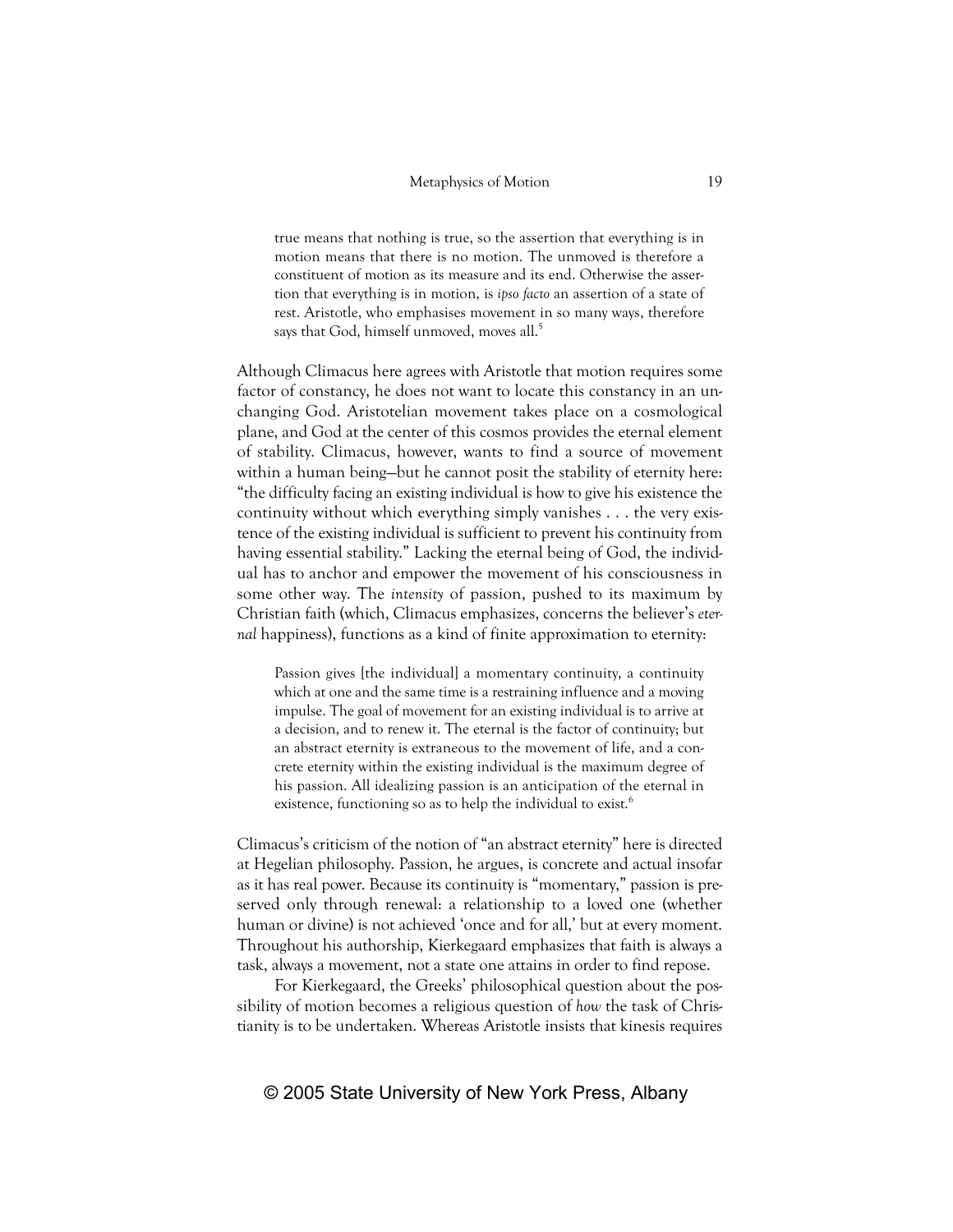> true means that nothing is true, so the assertion that everything is in motion means that there is no motion. The unmoved is therefore a constituent of motion as its measure and its end. Otherwise the assertion that everything is in motion, is *ipso facto* an assertion of a state of rest. Aristotle, who emphasises movement in so many ways, therefore says that God, himself unmoved, moves all.[5]

Although Climacus here agrees with Aristotle that motion requires some factor of constancy, he does not want to locate this constancy in an unchanging God. Aristotelian movement takes place on a cosmological plane, and God at the center of this cosmos provides the eternal element of stability. Climacus, however, wants to find a source of movement within a human being—but he cannot posit the stability of eternity here: "the difficulty facing an existing individual is how to give his existence the continuity without which everything simply vanishes . . . the very existence of the existing individual is sufficient to prevent his continuity from having essential stability." Lacking the eternal being of God, the individual has to anchor and empower the movement of his consciousness in some other way. The *intensity* of passion, pushed to its maximum by Christian faith (which, Climacus emphasizes, concerns the believer's *eternal* happiness), functions as a kind of finite approximation to eternity:

> Passion gives [the individual] a momentary continuity, a continuity which at one and the same time is a restraining influence and a moving impulse. The goal of movement for an existing individual is to arrive at a decision, and to renew it. The eternal is the factor of continuity; but an abstract eternity is extraneous to the movement of life, and a concrete eternity within the existing individual is the maximum degree of his passion. All idealizing passion is an anticipation of the eternal in existence, functioning so as to help the individual to exist.[6]

Climacus's criticism of the notion of "an abstract eternity" here is directed at Hegelian philosophy. Passion, he argues, is concrete and actual insofar as it has real power. Because its continuity is "momentary," passion is preserved only through renewal: a relationship to a loved one (whether human or divine) is not achieved 'once and for all,' but at every moment. Throughout his authorship, Kierkegaard emphasizes that faith is always a task, always a movement, not a state one attains in order to find repose.

For Kierkegaard, the Greeks' philosophical question about the possibility of motion becomes a religious question of *how* the task of Christianity is to be undertaken. Whereas Aristotle insists that kinesis requires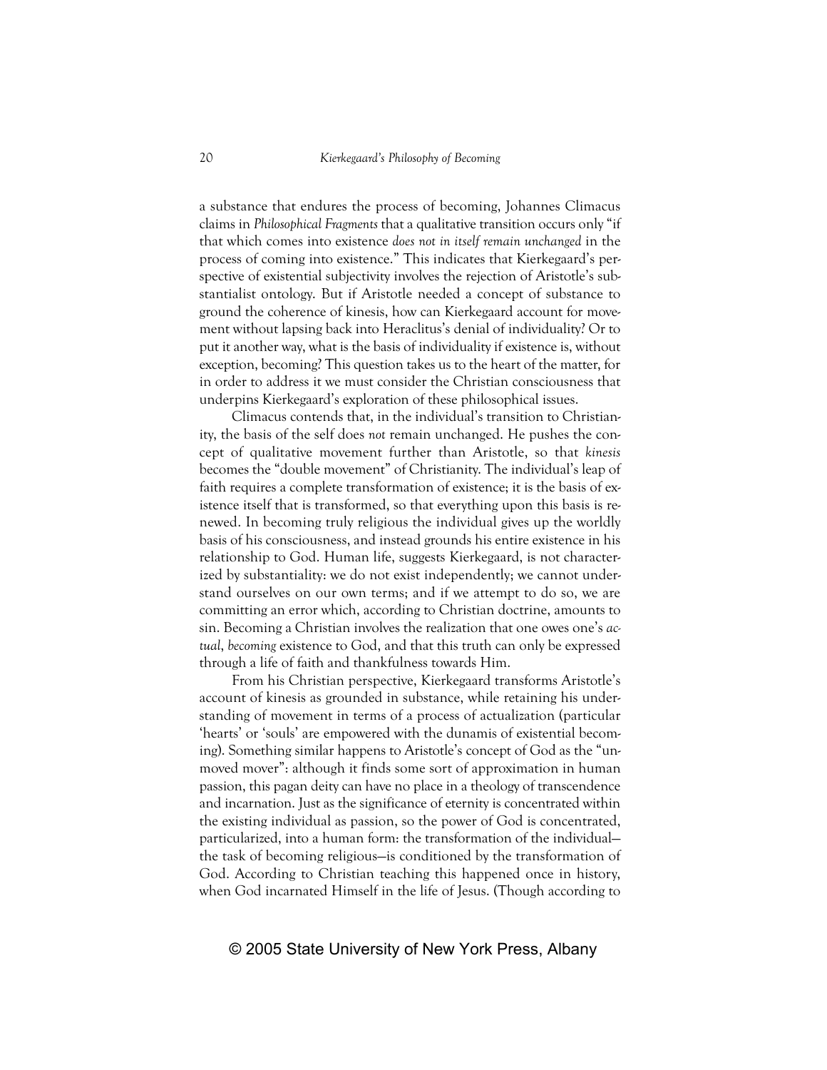a substance that endures the process of becoming, Johannes Climacus claims in *Philosophical Fragments* that a qualitative transition occurs only "if that which comes into existence *does not in itself remain unchanged* in the process of coming into existence." This indicates that Kierkegaard's perspective of existential subjectivity involves the rejection of Aristotle's substantialist ontology. But if Aristotle needed a concept of substance to ground the coherence of kinesis, how can Kierkegaard account for movement without lapsing back into Heraclitus's denial of individuality? Or to put it another way, what is the basis of individuality if existence is, without exception, becoming? This question takes us to the heart of the matter, for in order to address it we must consider the Christian consciousness that underpins Kierkegaard's exploration of these philosophical issues.

Climacus contends that, in the individual's transition to Christianity, the basis of the self does *not* remain unchanged. He pushes the concept of qualitative movement further than Aristotle, so that *kinesis* becomes the "double movement" of Christianity. The individual's leap of faith requires a complete transformation of existence; it is the basis of existence itself that is transformed, so that everything upon this basis is renewed. In becoming truly religious the individual gives up the worldly basis of his consciousness, and instead grounds his entire existence in his relationship to God. Human life, suggests Kierkegaard, is not characterized by substantiality: we do not exist independently; we cannot understand ourselves on our own terms; and if we attempt to do so, we are committing an error which, according to Christian doctrine, amounts to sin. Becoming a Christian involves the realization that one owes one's *actual*, *becoming* existence to God, and that this truth can only be expressed through a life of faith and thankfulness towards Him.

From his Christian perspective, Kierkegaard transforms Aristotle's account of kinesis as grounded in substance, while retaining his understanding of movement in terms of a process of actualization (particular 'hearts' or 'souls' are empowered with the dunamis of existential becoming). Something similar happens to Aristotle's concept of God as the "unmoved mover": although it finds some sort of approximation in human passion, this pagan deity can have no place in a theology of transcendence and incarnation. Just as the significance of eternity is concentrated within the existing individual as passion, so the power of God is concentrated, particularized, into a human form: the transformation of the individual—the task of becoming religious—is conditioned by the transformation of God. According to Christian teaching this happened once in history, when God incarnated Himself in the life of Jesus. (Though according to

© 2005 State University of New York Press, Albany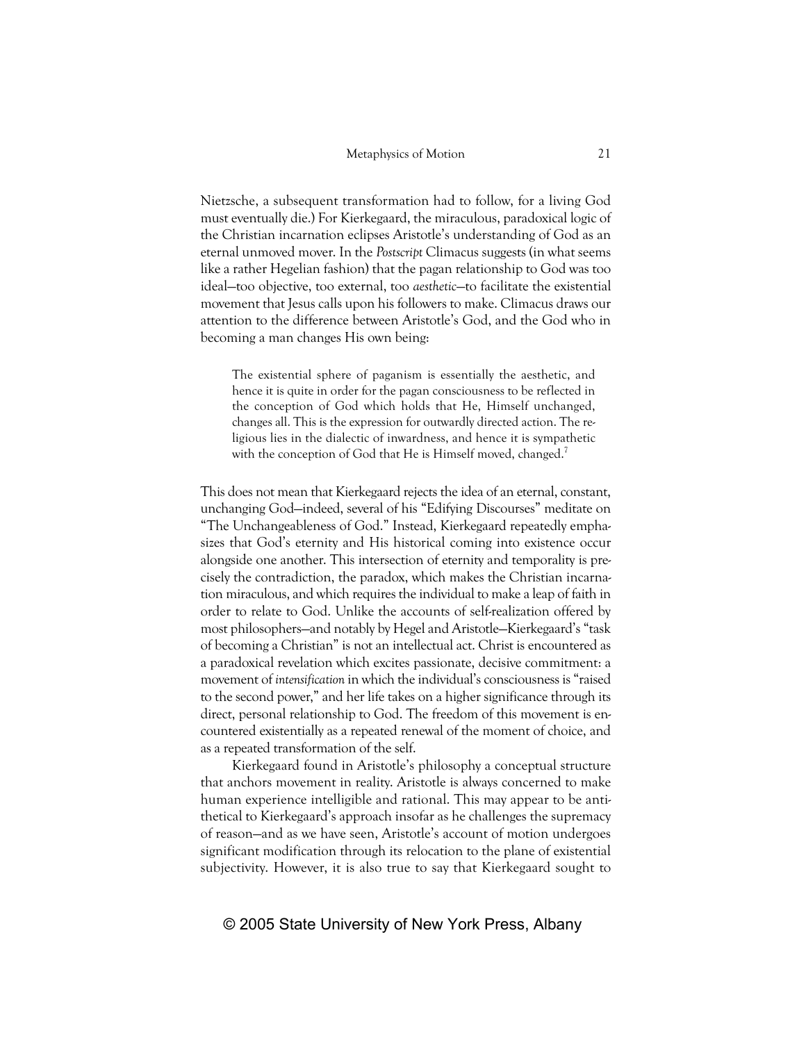Nietzsche, a subsequent transformation had to follow, for a living God must eventually die.) For Kierkegaard, the miraculous, paradoxical logic of the Christian incarnation eclipses Aristotle's understanding of God as an eternal unmoved mover. In the *Postscript* Climacus suggests (in what seems like a rather Hegelian fashion) that the pagan relationship to God was too ideal—too objective, too external, too *aesthetic*—to facilitate the existential movement that Jesus calls upon his followers to make. Climacus draws our attention to the difference between Aristotle's God, and the God who in becoming a man changes His own being:

> The existential sphere of paganism is essentially the aesthetic, and hence it is quite in order for the pagan consciousness to be reflected in the conception of God which holds that He, Himself unchanged, changes all. This is the expression for outwardly directed action. The religious lies in the dialectic of inwardness, and hence it is sympathetic with the conception of God that He is Himself moved, changed.[7]

This does not mean that Kierkegaard rejects the idea of an eternal, constant, unchanging God—indeed, several of his "Edifying Discourses" meditate on "The Unchangeableness of God." Instead, Kierkegaard repeatedly emphasizes that God's eternity and His historical coming into existence occur alongside one another. This intersection of eternity and temporality is precisely the contradiction, the paradox, which makes the Christian incarnation miraculous, and which requires the individual to make a leap of faith in order to relate to God. Unlike the accounts of self-realization offered by most philosophers—and notably by Hegel and Aristotle—Kierkegaard's "task of becoming a Christian" is not an intellectual act. Christ is encountered as a paradoxical revelation which excites passionate, decisive commitment: a movement of *intensification* in which the individual's consciousness is "raised to the second power," and her life takes on a higher significance through its direct, personal relationship to God. The freedom of this movement is encountered existentially as a repeated renewal of the moment of choice, and as a repeated transformation of the self.

Kierkegaard found in Aristotle's philosophy a conceptual structure that anchors movement in reality. Aristotle is always concerned to make human experience intelligible and rational. This may appear to be antithetical to Kierkegaard's approach insofar as he challenges the supremacy of reason—and as we have seen, Aristotle's account of motion undergoes significant modification through its relocation to the plane of existential subjectivity. However, it is also true to say that Kierkegaard sought to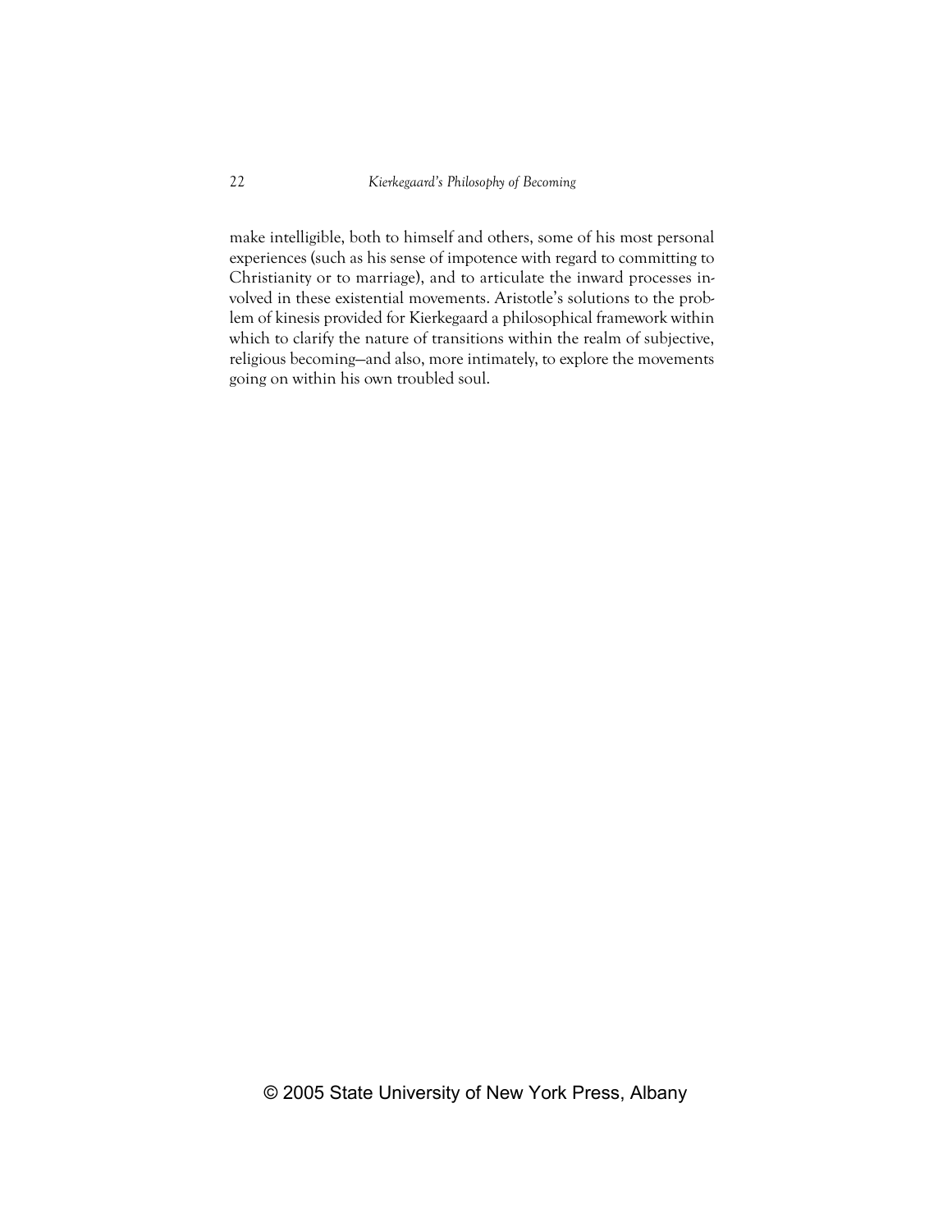make intelligible, both to himself and others, some of his most personal experiences (such as his sense of impotence with regard to committing to Christianity or to marriage), and to articulate the inward processes involved in these existential movements. Aristotle's solutions to the problem of kinesis provided for Kierkegaard a philosophical framework within which to clarify the nature of transitions within the realm of subjective, religious becoming—and also, more intimately, to explore the movements going on within his own troubled soul.

© 2005 State University of New York Press, Albany